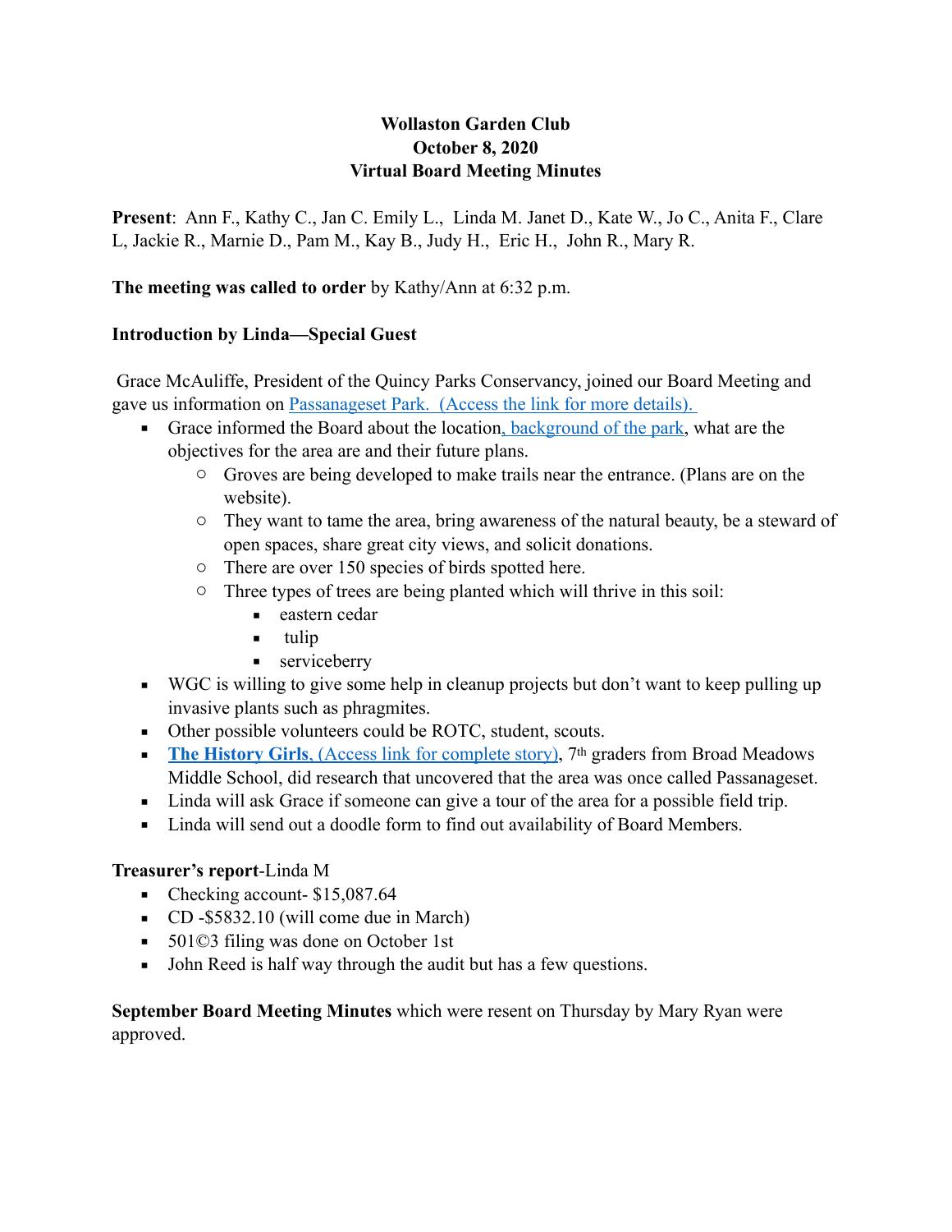**Wollaston Garden Club**
**October 8, 2020**
**Virtual Board Meeting Minutes**

**Present**: Ann F., Kathy C., Jan C. Emily L., Linda M. Janet D., Kate W., Jo C., Anita F., Clare L, Jackie R., Marnie D., Pam M., Kay B., Judy H., Eric H., John R., Mary R.

**The meeting was called to order** by Kathy/Ann at 6:32 p.m.

**Introduction by Linda—Special Guest**

Grace McAuliffe, President of the Quincy Parks Conservancy, joined our Board Meeting and gave us information on Passanageset Park. (Access the link for more details).

- Grace informed the Board about the location, background of the park, what are the objectives for the area are and their future plans.
  - Groves are being developed to make trails near the entrance. (Plans are on the website).
  - They want to tame the area, bring awareness of the natural beauty, be a steward of open spaces, share great city views, and solicit donations.
  - There are over 150 species of birds spotted here.
  - Three types of trees are being planted which will thrive in this soil:
    - eastern cedar
    - tulip
    - serviceberry
- WGC is willing to give some help in cleanup projects but don't want to keep pulling up invasive plants such as phragmites.
- Other possible volunteers could be ROTC, student, scouts.
- **The History Girls**, (Access link for complete story), 7th graders from Broad Meadows Middle School, did research that uncovered that the area was once called Passanageset.
- Linda will ask Grace if someone can give a tour of the area for a possible field trip.
- Linda will send out a doodle form to find out availability of Board Members.

**Treasurer's report**-Linda M

- Checking account- $15,087.64
- CD -$5832.10 (will come due in March)
- 501©3 filing was done on October 1st
- John Reed is half way through the audit but has a few questions.

**September Board Meeting Minutes** which were resent on Thursday by Mary Ryan were approved.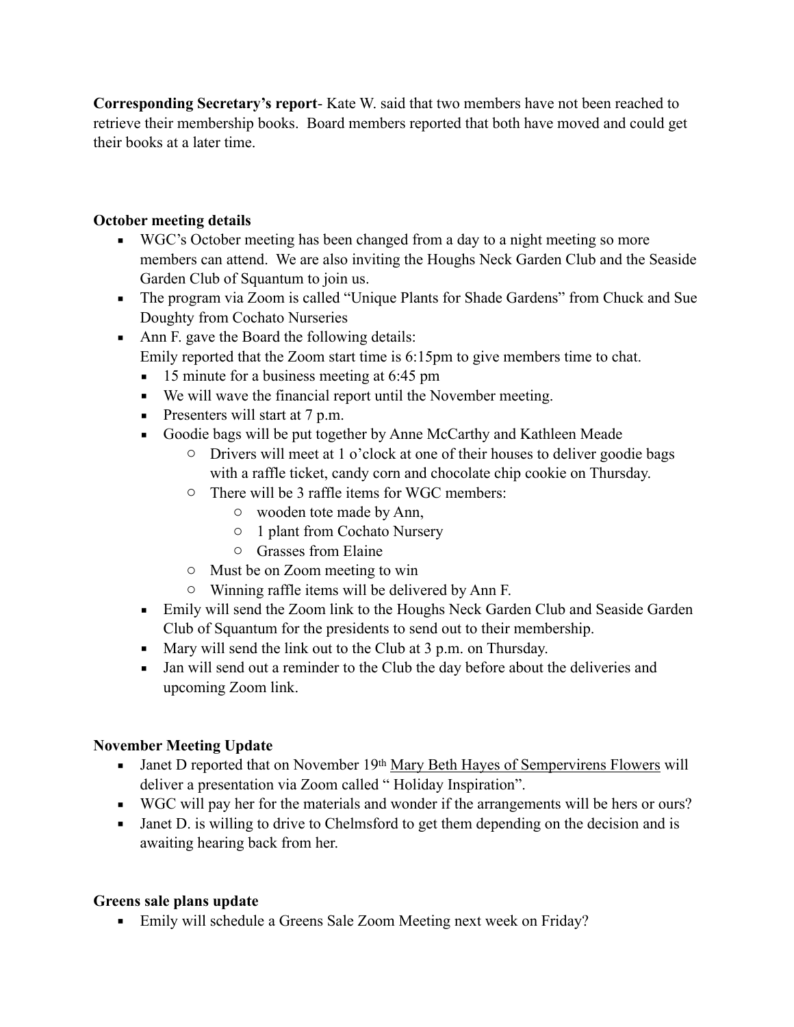**Corresponding Secretary's report**- Kate W. said that two members have not been reached to retrieve their membership books. Board members reported that both have moved and could get their books at a later time.

**October meeting details**

- WGC's October meeting has been changed from a day to a night meeting so more members can attend. We are also inviting the Houghs Neck Garden Club and the Seaside Garden Club of Squantum to join us.
- The program via Zoom is called "Unique Plants for Shade Gardens" from Chuck and Sue Doughty from Cochato Nurseries
- Ann F. gave the Board the following details:
  Emily reported that the Zoom start time is 6:15pm to give members time to chat.
  - 15 minute for a business meeting at 6:45 pm
  - We will wave the financial report until the November meeting.
  - Presenters will start at 7 p.m.
  - Goodie bags will be put together by Anne McCarthy and Kathleen Meade
    - Drivers will meet at 1 o'clock at one of their houses to deliver goodie bags with a raffle ticket, candy corn and chocolate chip cookie on Thursday.
    - There will be 3 raffle items for WGC members:
      - wooden tote made by Ann,
      - 1 plant from Cochato Nursery
      - Grasses from Elaine
    - Must be on Zoom meeting to win
    - Winning raffle items will be delivered by Ann F.
  - Emily will send the Zoom link to the Houghs Neck Garden Club and Seaside Garden Club of Squantum for the presidents to send out to their membership.
  - Mary will send the link out to the Club at 3 p.m. on Thursday.
  - Jan will send out a reminder to the Club the day before about the deliveries and upcoming Zoom link.

**November Meeting Update**

- Janet D reported that on November 19th Mary Beth Hayes of Sempervirens Flowers will deliver a presentation via Zoom called " Holiday Inspiration".
- WGC will pay her for the materials and wonder if the arrangements will be hers or ours?
- Janet D. is willing to drive to Chelmsford to get them depending on the decision and is awaiting hearing back from her.

**Greens sale plans update**

- Emily will schedule a Greens Sale Zoom Meeting next week on Friday?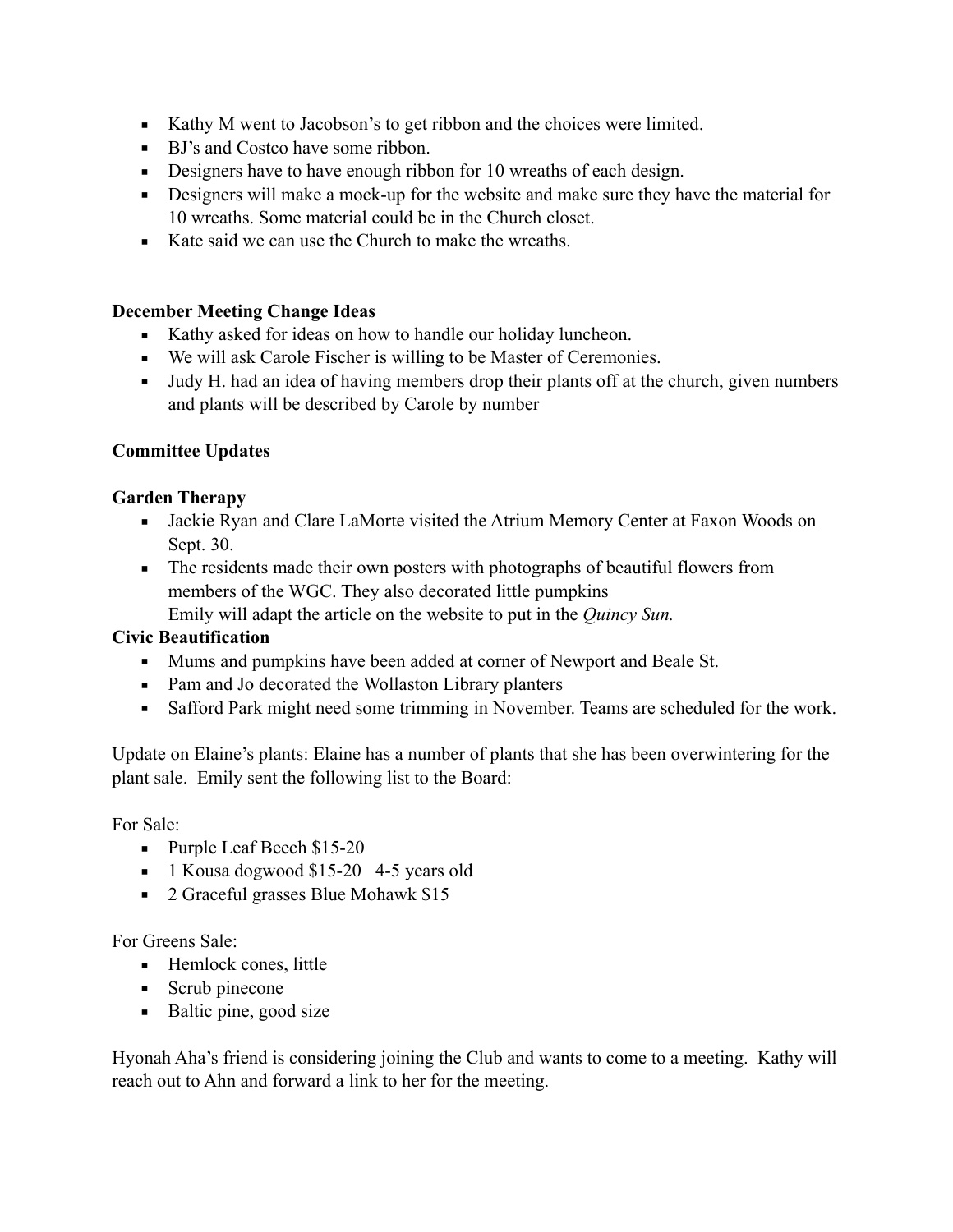- Kathy M went to Jacobson's to get ribbon and the choices were limited.
- BJ's and Costco have some ribbon.
- Designers have to have enough ribbon for 10 wreaths of each design.
- Designers will make a mock-up for the website and make sure they have the material for 10 wreaths. Some material could be in the Church closet.
- Kate said we can use the Church to make the wreaths.

**December Meeting Change Ideas**

- Kathy asked for ideas on how to handle our holiday luncheon.
- We will ask Carole Fischer is willing to be Master of Ceremonies.
- Judy H. had an idea of having members drop their plants off at the church, given numbers and plants will be described by Carole by number

**Committee Updates**

**Garden Therapy**

- Jackie Ryan and Clare LaMorte visited the Atrium Memory Center at Faxon Woods on Sept. 30.
- The residents made their own posters with photographs of beautiful flowers from members of the WGC. They also decorated little pumpkins
  Emily will adapt the article on the website to put in the *Quincy Sun.*

**Civic Beautification**

- Mums and pumpkins have been added at corner of Newport and Beale St.
- Pam and Jo decorated the Wollaston Library planters
- Safford Park might need some trimming in November. Teams are scheduled for the work.

Update on Elaine's plants: Elaine has a number of plants that she has been overwintering for the plant sale. Emily sent the following list to the Board:

For Sale:

- Purple Leaf Beech $15-20
- 1 Kousa dogwood $15-20 4-5 years old
- 2 Graceful grasses Blue Mohawk $15

For Greens Sale:

- Hemlock cones, little
- Scrub pinecone
- Baltic pine, good size

Hyonah Aha's friend is considering joining the Club and wants to come to a meeting. Kathy will reach out to Ahn and forward a link to her for the meeting.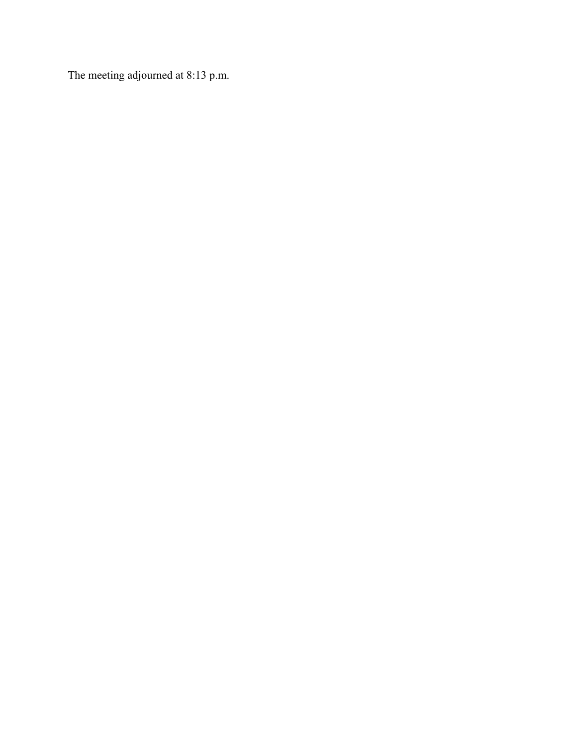The meeting adjourned at 8:13 p.m.